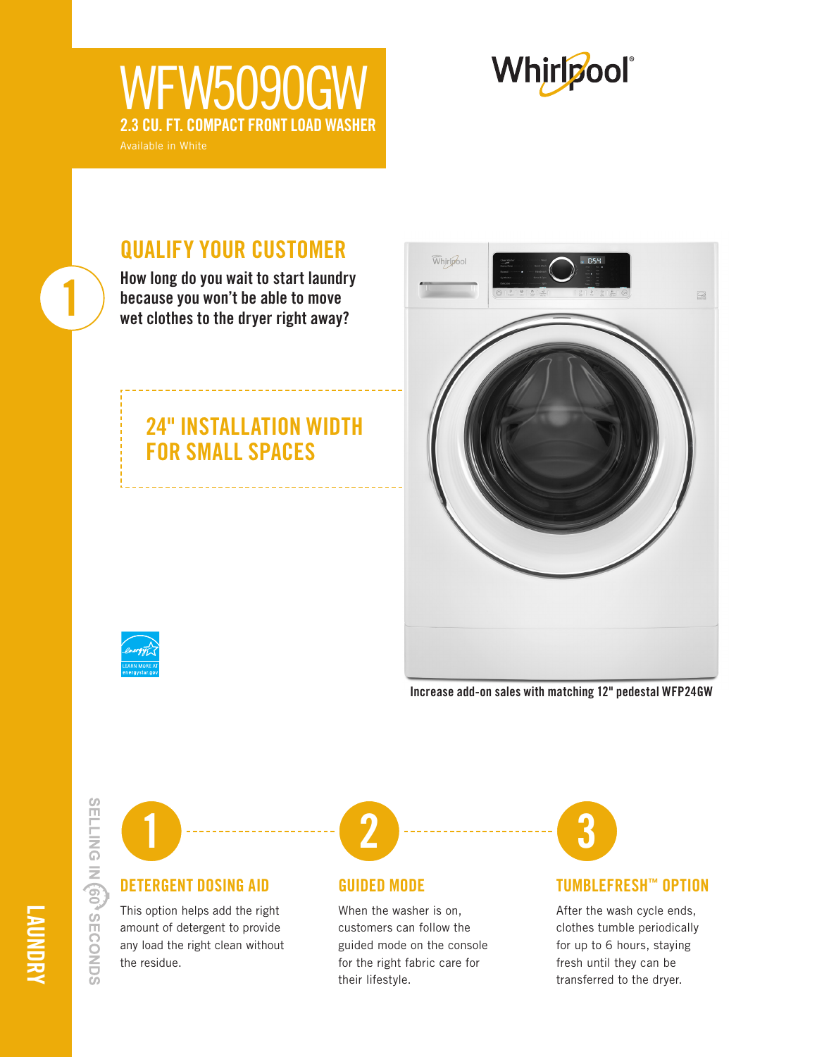# WFW5090GW

## 2.3 CU. FT. COMPACT FRONT LOAD WASHER

Available in White

Whirlpool

## QUALIFY YOUR CUSTOMER

1

**How long do you wait to start laundry because you won't be able to move wet clothes to the dryer right away?**

## 24" INSTALLATION WIDTH FOR SMALL SPACES

LEARN MORE AT energystar.gov

**Increase add-on sales with matching 12" pedestal WFP24GW**

LAUNDRY

SELLING IN 60 SECONDS

### 1 DETERGENT DOSING AID

This option helps add the right amount of detergent to provide any load the right clean without the residue.

### 2 GUIDED MODE

When the washer is on, customers can follow the guided mode on the console for the right fabric care for their lifestyle.

### 3 TUMBLEFRESH™ OPTION

After the wash cycle ends, clothes tumble periodically for up to 6 hours, staying fresh until they can be transferred to the dryer.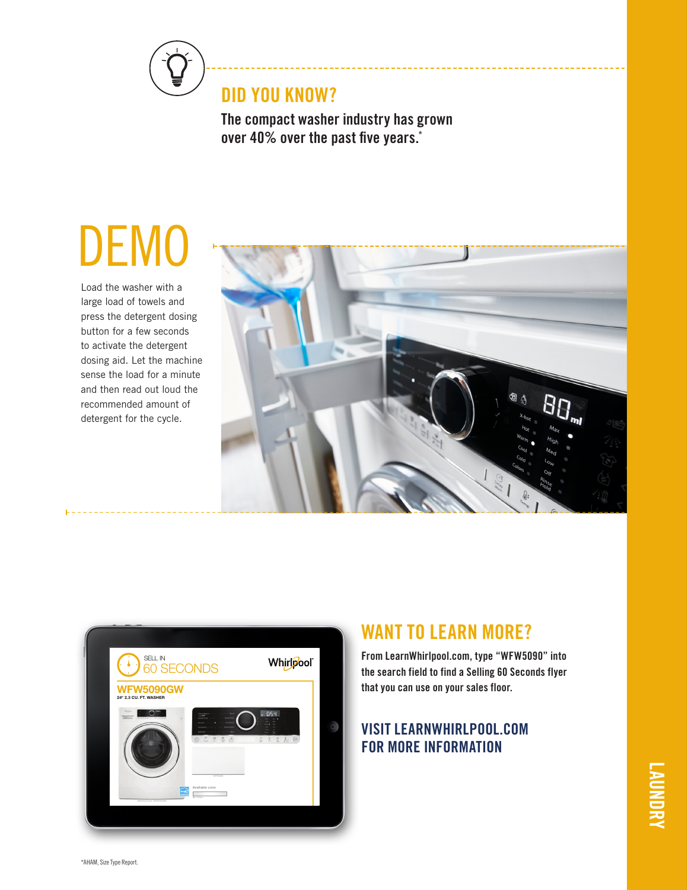## DID YOU KNOW?

The compact washer industry has grown over 40% over the past five years.*

# DEMO

Load the washer with a large load of towels and press the detergent dosing button for a few seconds to activate the detergent dosing aid. Let the machine sense the load for a minute and then read out loud the recommended amount of detergent for the cycle.

## WANT TO LEARN MORE?

From LearnWhirlpool.com, type "WFW5090" into the search field to find a Selling 60 Seconds flyer that you can use on your sales floor.

## VISIT LEARNWHIRLPOOL.COM FOR MORE INFORMATION

LAUNDRY

*AHAM, Size Type Report.